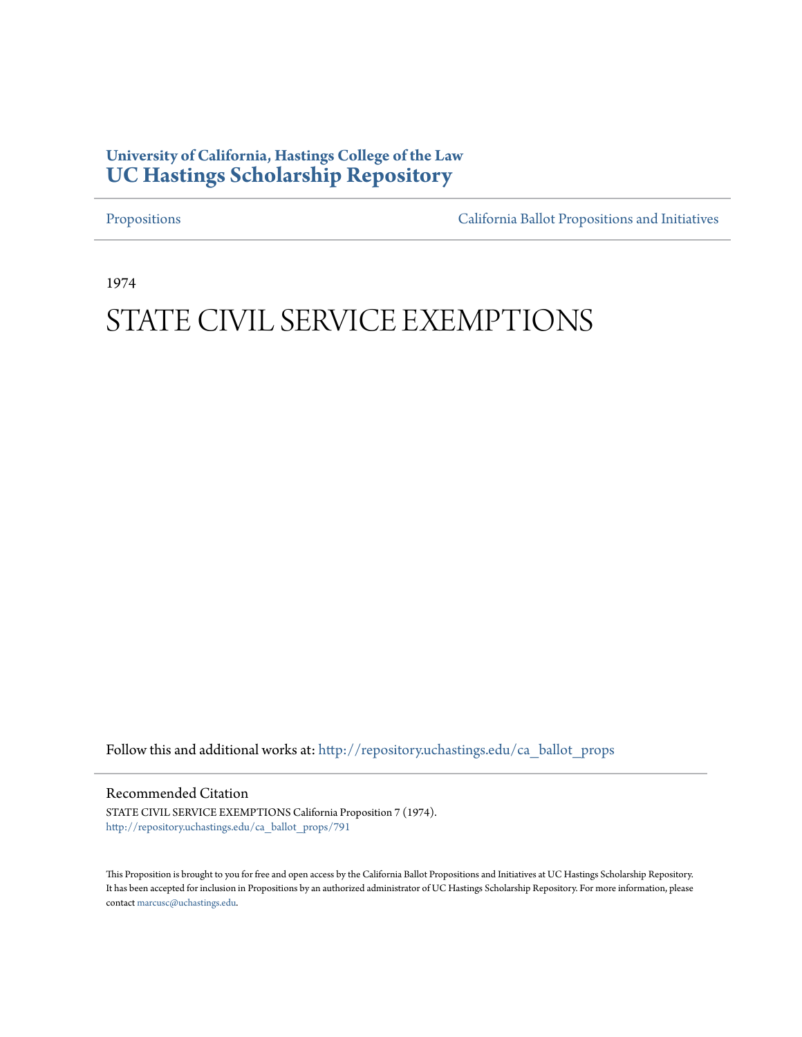**University of California, Hastings College of the Law**
# UC Hastings Scholarship Repository

Propositions | California Ballot Propositions and Initiatives

1974

# STATE CIVIL SERVICE EXEMPTIONS

Follow this and additional works at: http://repository.uchastings.edu/ca_ballot_props

## Recommended Citation

STATE CIVIL SERVICE EXEMPTIONS California Proposition 7 (1974).
http://repository.uchastings.edu/ca_ballot_props/791

This Proposition is brought to you for free and open access by the California Ballot Propositions and Initiatives at UC Hastings Scholarship Repository. It has been accepted for inclusion in Propositions by an authorized administrator of UC Hastings Scholarship Repository. For more information, please contact marcusc@uchastings.edu.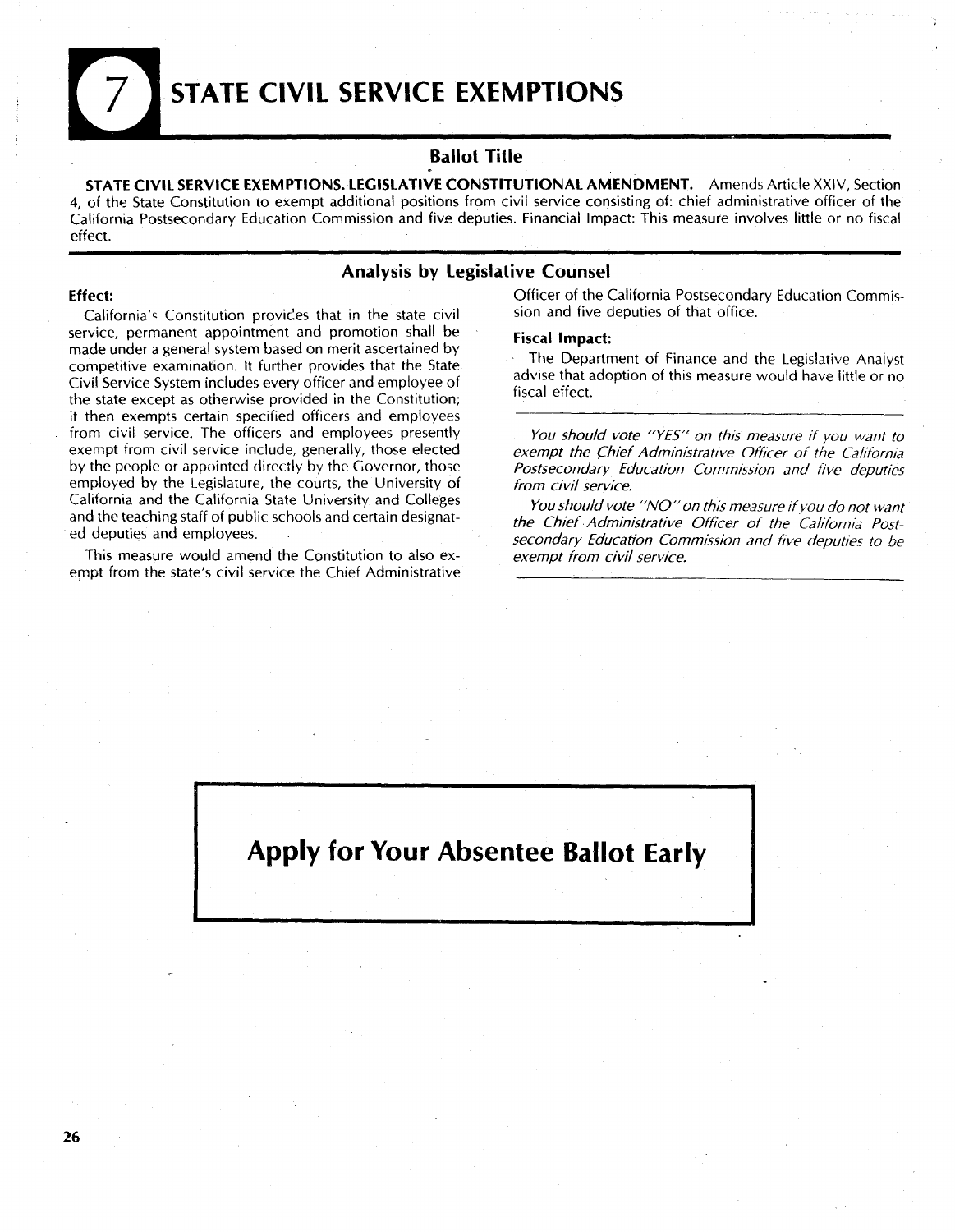# 7 STATE CIVIL SERVICE EXEMPTIONS

## Ballot Title

**STATE CIVIL SERVICE EXEMPTIONS. LEGISLATIVE CONSTITUTIONAL AMENDMENT.** Amends Article XXIV, Section 4, of the State Constitution to exempt additional positions from civil service consisting of: chief administrative officer of the California Postsecondary Education Commission and five deputies. Financial Impact: This measure involves little or no fiscal effect.

## Analysis by Legislative Counsel

### Effect:

California's Constitution provides that in the state civil service, permanent appointment and promotion shall be made under a general system based on merit ascertained by competitive examination. It further provides that the State Civil Service System includes every officer and employee of the state except as otherwise provided in the Constitution; it then exempts certain specified officers and employees from civil service. The officers and employees presently exempt from civil service include, generally, those elected by the people or appointed directly by the Governor, those employed by the Legislature, the courts, the University of California and the California State University and Colleges and the teaching staff of public schools and certain designated deputies and employees.

This measure would amend the Constitution to also exempt from the state's civil service the Chief Administrative Officer of the California Postsecondary Education Commission and five deputies of that office.

### Fiscal Impact:

The Department of Finance and the Legislative Analyst advise that adoption of this measure would have little or no fiscal effect.

---

*You should vote "YES" on this measure if you want to exempt the Chief Administrative Officer of the California Postsecondary Education Commission and five deputies from civil service.*

*You should vote "NO" on this measure if you do not want the Chief Administrative Officer of the California Postsecondary Education Commission and five deputies to be exempt from civil service.*

---

## Apply for Your Absentee Ballot Early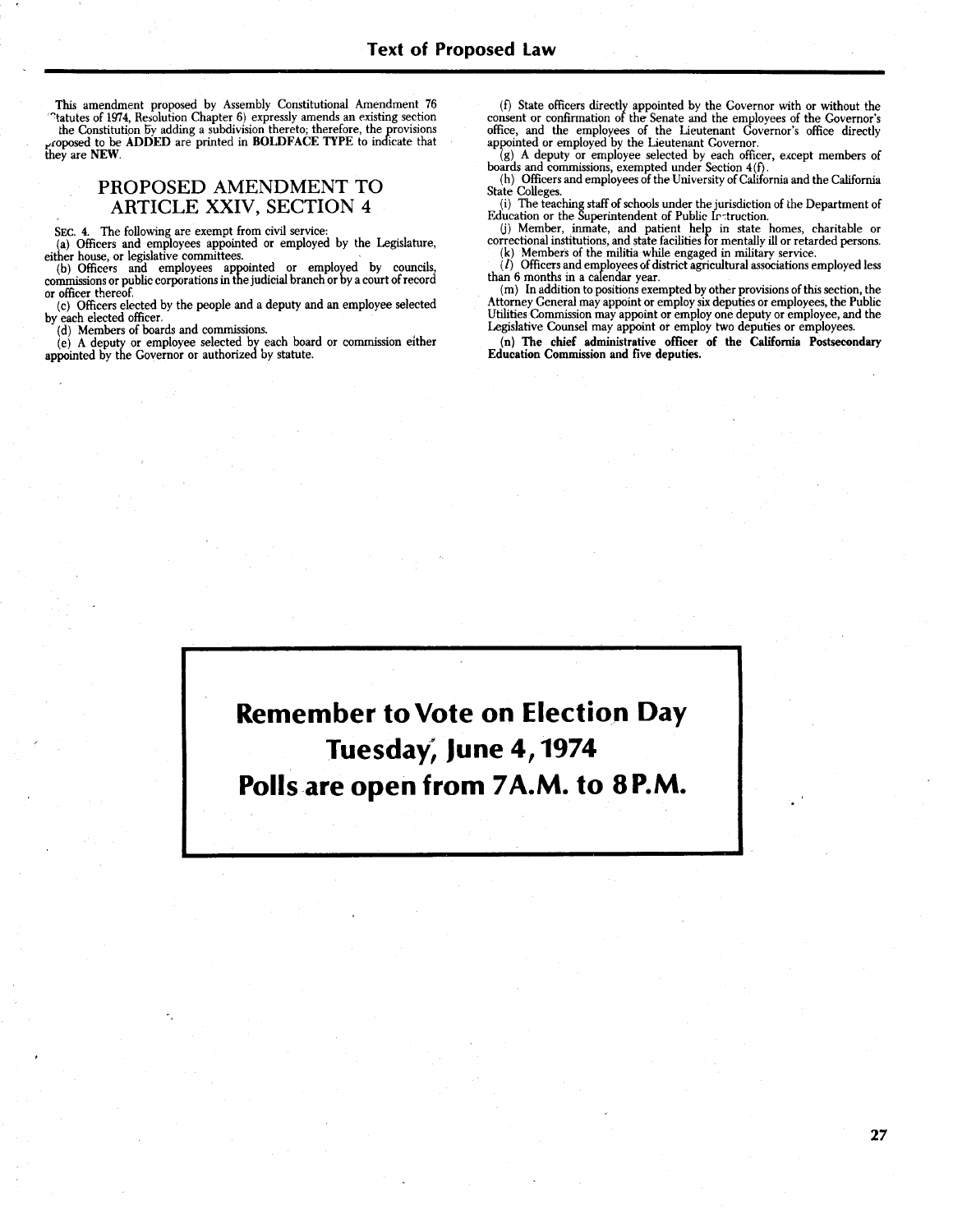## Text of Proposed Law

This amendment proposed by Assembly Constitutional Amendment 76 (Statutes of 1974, Resolution Chapter 6) expressly amends an existing section of the Constitution by adding a subdivision thereto; therefore, the provisions proposed to be **ADDED** are printed in **BOLDFACE TYPE** to indicate that they are **NEW**.

### PROPOSED AMENDMENT TO ARTICLE XXIV, SECTION 4

SEC. 4. The following are exempt from civil service:

(a) Officers and employees appointed or employed by the Legislature, either house, or legislative committees.

(b) Officers and employees appointed or employed by councils, commissions or public corporations in the judicial branch or by a court of record or officer thereof.

(c) Officers elected by the people and a deputy and an employee selected by each elected officer.

(d) Members of boards and commissions.

(e) A deputy or employee selected by each board or commission either appointed by the Governor or authorized by statute.

(f) State officers directly appointed by the Governor with or without the consent or confirmation of the Senate and the employees of the Governor's office, and the employees of the Lieutenant Governor's office directly appointed or employed by the Lieutenant Governor.

(g) A deputy or employee selected by each officer, except members of boards and commissions, exempted under Section 4(f).

(h) Officers and employees of the University of California and the California State Colleges.

(i) The teaching staff of schools under the jurisdiction of the Department of Education or the Superintendent of Public Instruction.

(j) Member, inmate, and patient help in state homes, charitable or correctional institutions, and state facilities for mentally ill or retarded persons.

(k) Members of the militia while engaged in military service.

(*l*) Officers and employees of district agricultural associations employed less than 6 months in a calendar year.

(m) In addition to positions exempted by other provisions of this section, the Attorney General may appoint or employ six deputies or employees, the Public Utilities Commission may appoint or employ one deputy or employee, and the Legislative Counsel may appoint or employ two deputies or employees.

**(n) The chief administrative officer of the California Postsecondary Education Commission and five deputies.**

**Remember to Vote on Election Day**
**Tuesday, June 4, 1974**
**Polls are open from 7 A.M. to 8 P.M.**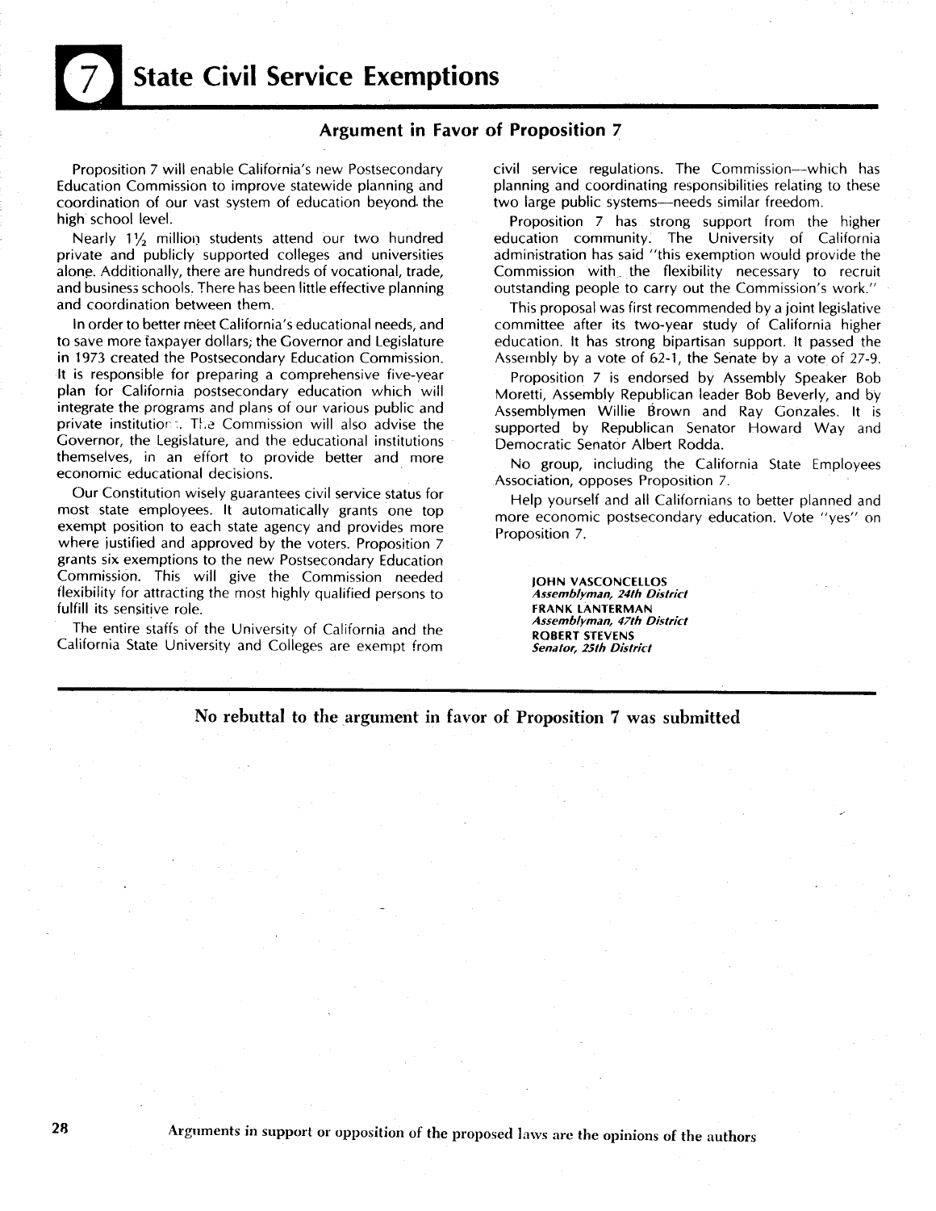# 7 State Civil Service Exemptions

## Argument in Favor of Proposition 7

Proposition 7 will enable California's new Postsecondary Education Commission to improve statewide planning and coordination of our vast system of education beyond the high school level.

Nearly $1\frac{1}{2}$ million students attend our two hundred private and publicly supported colleges and universities alone. Additionally, there are hundreds of vocational, trade, and business schools. There has been little effective planning and coordination between them.

In order to better meet California's educational needs, and to save more taxpayer dollars; the Governor and Legislature in 1973 created the Postsecondary Education Commission. It is responsible for preparing a comprehensive five-year plan for California postsecondary education which will integrate the programs and plans of our various public and private institutions. The Commission will also advise the Governor, the Legislature, and the educational institutions themselves, in an effort to provide better and more economic educational decisions.

Our Constitution wisely guarantees civil service status for most state employees. It automatically grants one top exempt position to each state agency and provides more where justified and approved by the voters. Proposition 7 grants six exemptions to the new Postsecondary Education Commission. This will give the Commission needed flexibility for attracting the most highly qualified persons to fulfill its sensitive role.

The entire staffs of the University of California and the California State University and Colleges are exempt from civil service regulations. The Commission—which has planning and coordinating responsibilities relating to these two large public systems—needs similar freedom.

Proposition 7 has strong support from the higher education community. The University of California administration has said "this exemption would provide the Commission with the flexibility necessary to recruit outstanding people to carry out the Commission's work."

This proposal was first recommended by a joint legislative committee after its two-year study of California higher education. It has strong bipartisan support. It passed the Assembly by a vote of 62-1, the Senate by a vote of 27-9.

Proposition 7 is endorsed by Assembly Speaker Bob Moretti, Assembly Republican leader Bob Beverly, and by Assemblymen Willie Brown and Ray Gonzales. It is supported by Republican Senator Howard Way and Democratic Senator Albert Rodda.

No group, including the California State Employees Association, opposes Proposition 7.

Help yourself and all Californians to better planned and more economic postsecondary education. Vote "yes" on Proposition 7.

**JOHN VASCONCELLOS**
*Assemblyman, 24th District*
**FRANK LANTERMAN**
*Assemblyman, 47th District*
**ROBERT STEVENS**
*Senator, 25th District*

---

**No rebuttal to the argument in favor of Proposition 7 was submitted**

Arguments in support or opposition of the proposed laws are the opinions of the authors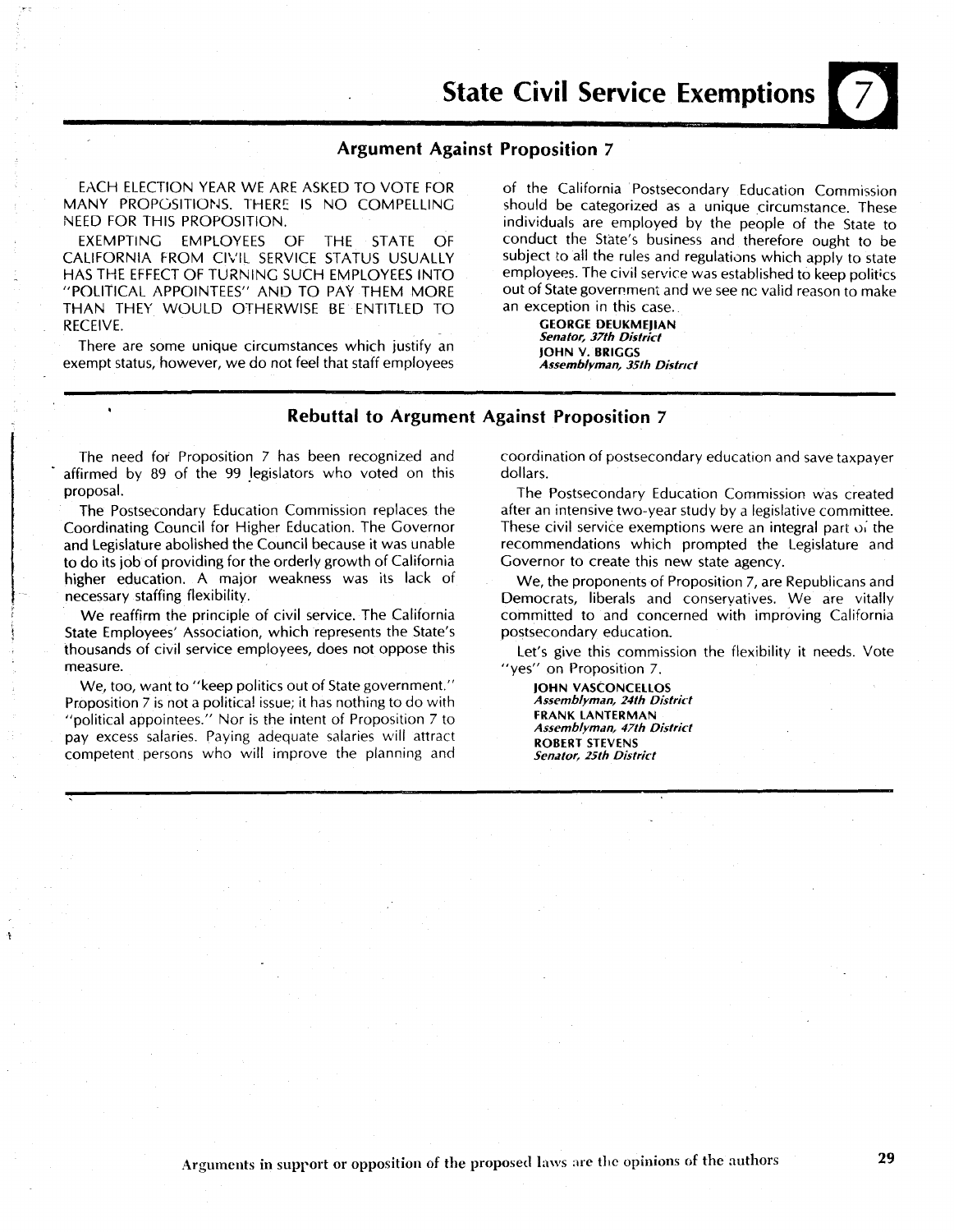# State Civil Service Exemptions 7

## Argument Against Proposition 7

EACH ELECTION YEAR WE ARE ASKED TO VOTE FOR MANY PROPOSITIONS. THERE IS NO COMPELLING NEED FOR THIS PROPOSITION.

EXEMPTING EMPLOYEES OF THE STATE OF CALIFORNIA FROM CIVIL SERVICE STATUS USUALLY HAS THE EFFECT OF TURNING SUCH EMPLOYEES INTO "POLITICAL APPOINTEES" AND TO PAY THEM MORE THAN THEY WOULD OTHERWISE BE ENTITLED TO RECEIVE.

There are some unique circumstances which justify an exempt status, however, we do not feel that staff employees of the California Postsecondary Education Commission should be categorized as a unique circumstance. These individuals are employed by the people of the State to conduct the State's business and therefore ought to be subject to all the rules and regulations which apply to state employees. The civil service was established to keep politics out of State government and we see no valid reason to make an exception in this case.

**GEORGE DEUKMEJIAN**
***Senator, 37th District***
**JOHN V. BRIGGS**
***Assemblyman, 35th District***

## Rebuttal to Argument Against Proposition 7

The need for Proposition 7 has been recognized and affirmed by 89 of the 99 legislators who voted on this proposal.

The Postsecondary Education Commission replaces the Coordinating Council for Higher Education. The Governor and Legislature abolished the Council because it was unable to do its job of providing for the orderly growth of California higher education. A major weakness was its lack of necessary staffing flexibility.

We reaffirm the principle of civil service. The California State Employees' Association, which represents the State's thousands of civil service employees, does not oppose this measure.

We, too, want to "keep politics out of State government." Proposition 7 is not a political issue; it has nothing to do with "political appointees." Nor is the intent of Proposition 7 to pay excess salaries. Paying adequate salaries will attract competent persons who will improve the planning and coordination of postsecondary education and save taxpayer dollars.

The Postsecondary Education Commission was created after an intensive two-year study by a legislative committee. These civil service exemptions were an integral part of the recommendations which prompted the Legislature and Governor to create this new state agency.

We, the proponents of Proposition 7, are Republicans and Democrats, liberals and conservatives. We are vitally committed to and concerned with improving California postsecondary education.

Let's give this commission the flexibility it needs. Vote "yes" on Proposition 7.

**JOHN VASCONCELLOS**
***Assemblyman, 24th District***
**FRANK LANTERMAN**
***Assemblyman, 47th District***
**ROBERT STEVENS**
***Senator, 25th District***

Arguments in support or opposition of the proposed laws are the opinions of the authors